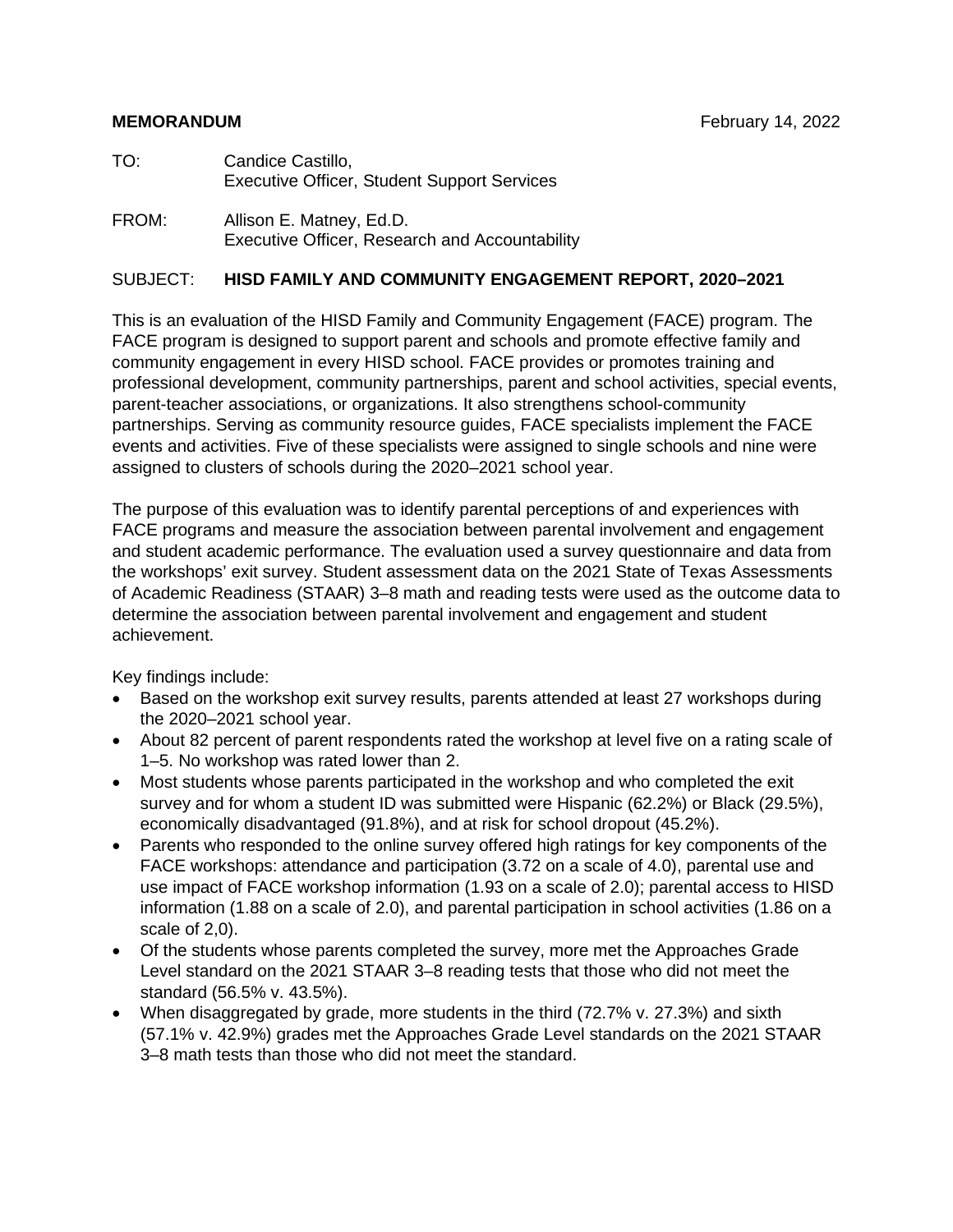**MEMORANDUM** February 14, 2022

TO: Candice Castillo,
Executive Officer, Student Support Services

FROM: Allison E. Matney, Ed.D.
Executive Officer, Research and Accountability

SUBJECT: **HISD FAMILY AND COMMUNITY ENGAGEMENT REPORT, 2020–2021**

This is an evaluation of the HISD Family and Community Engagement (FACE) program. The FACE program is designed to support parent and schools and promote effective family and community engagement in every HISD school. FACE provides or promotes training and professional development, community partnerships, parent and school activities, special events, parent-teacher associations, or organizations. It also strengthens school-community partnerships. Serving as community resource guides, FACE specialists implement the FACE events and activities. Five of these specialists were assigned to single schools and nine were assigned to clusters of schools during the 2020–2021 school year.

The purpose of this evaluation was to identify parental perceptions of and experiences with FACE programs and measure the association between parental involvement and engagement and student academic performance. The evaluation used a survey questionnaire and data from the workshops' exit survey. Student assessment data on the 2021 State of Texas Assessments of Academic Readiness (STAAR) 3–8 math and reading tests were used as the outcome data to determine the association between parental involvement and engagement and student achievement.

Key findings include:

- Based on the workshop exit survey results, parents attended at least 27 workshops during the 2020–2021 school year.
- About 82 percent of parent respondents rated the workshop at level five on a rating scale of 1–5. No workshop was rated lower than 2.
- Most students whose parents participated in the workshop and who completed the exit survey and for whom a student ID was submitted were Hispanic (62.2%) or Black (29.5%), economically disadvantaged (91.8%), and at risk for school dropout (45.2%).
- Parents who responded to the online survey offered high ratings for key components of the FACE workshops: attendance and participation (3.72 on a scale of 4.0), parental use and use impact of FACE workshop information (1.93 on a scale of 2.0); parental access to HISD information (1.88 on a scale of 2.0), and parental participation in school activities (1.86 on a scale of 2,0).
- Of the students whose parents completed the survey, more met the Approaches Grade Level standard on the 2021 STAAR 3–8 reading tests that those who did not meet the standard (56.5% v. 43.5%).
- When disaggregated by grade, more students in the third (72.7% v. 27.3%) and sixth (57.1% v. 42.9%) grades met the Approaches Grade Level standards on the 2021 STAAR 3–8 math tests than those who did not meet the standard.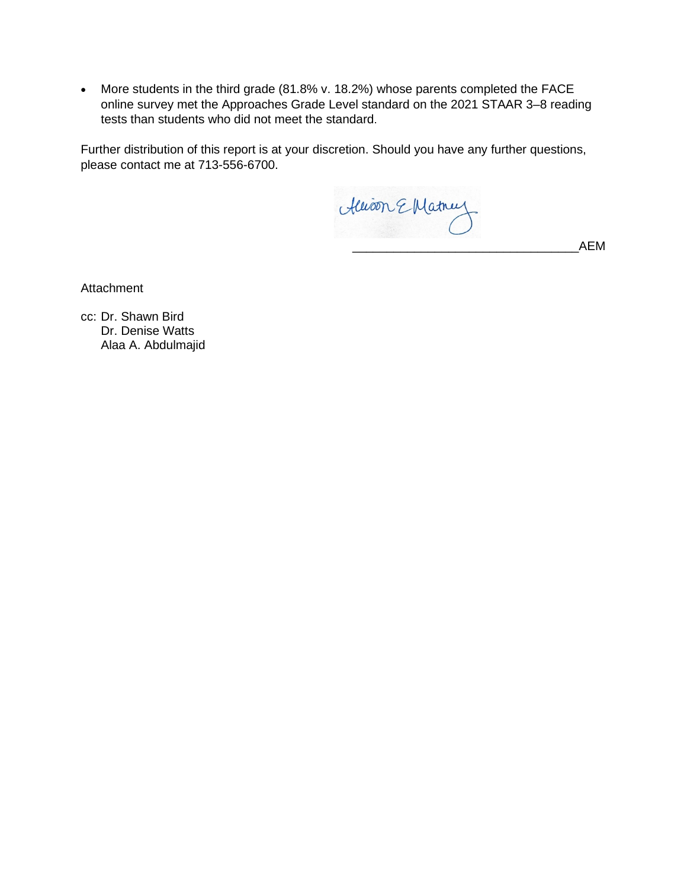- More students in the third grade (81.8% v. 18.2%) whose parents completed the FACE online survey met the Approaches Grade Level standard on the 2021 STAAR 3–8 reading tests than students who did not meet the standard.

Further distribution of this report is at your discretion. Should you have any further questions, please contact me at 713-556-6700.

_________________________________AEM

Attachment

cc: Dr. Shawn Bird
Dr. Denise Watts
Alaa A. Abdulmajid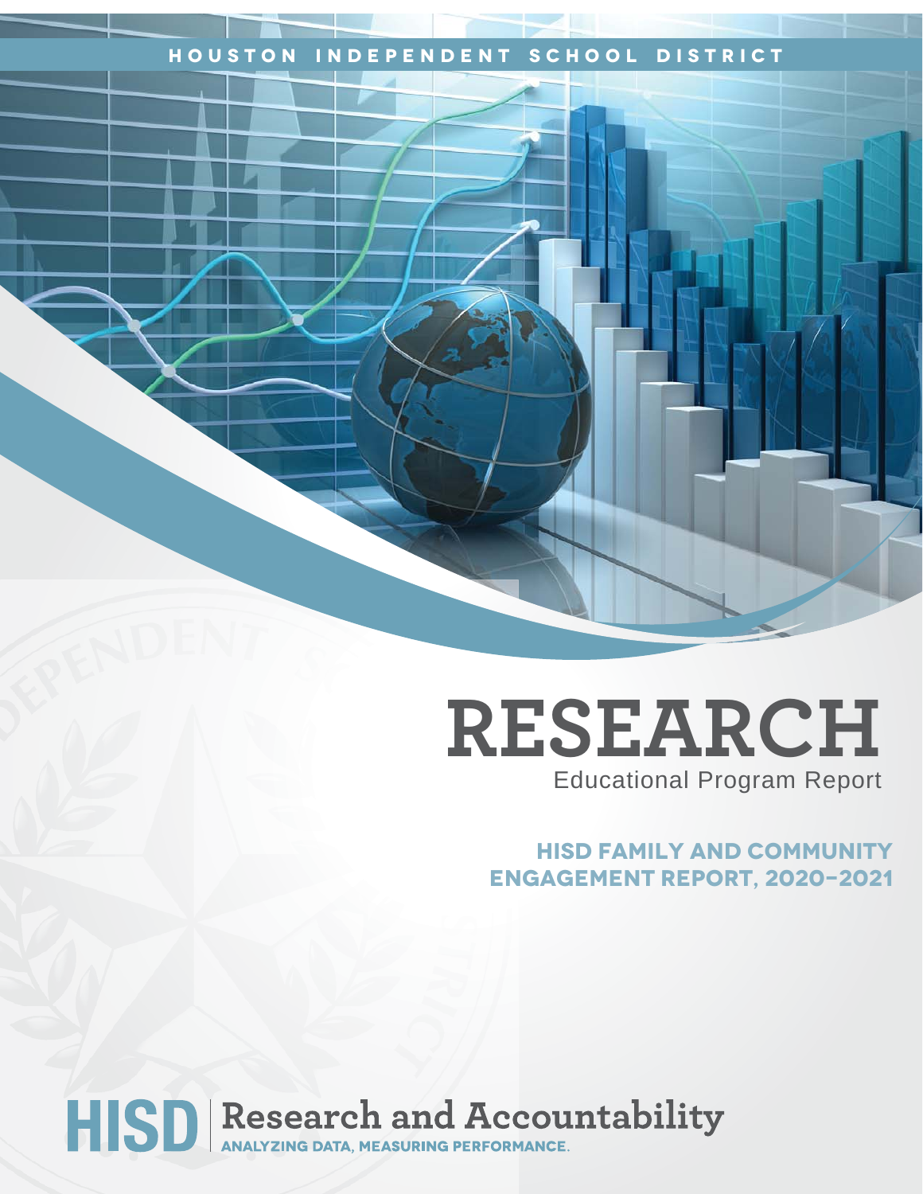HOUSTON INDEPENDENT SCHOOL DISTRICT

# RESEARCH

Educational Program Report

## HISD FAMILY AND COMMUNITY ENGAGEMENT REPORT, 2020–2021

HISD | Research and Accountability

ANALYZING DATA, MEASURING PERFORMANCE.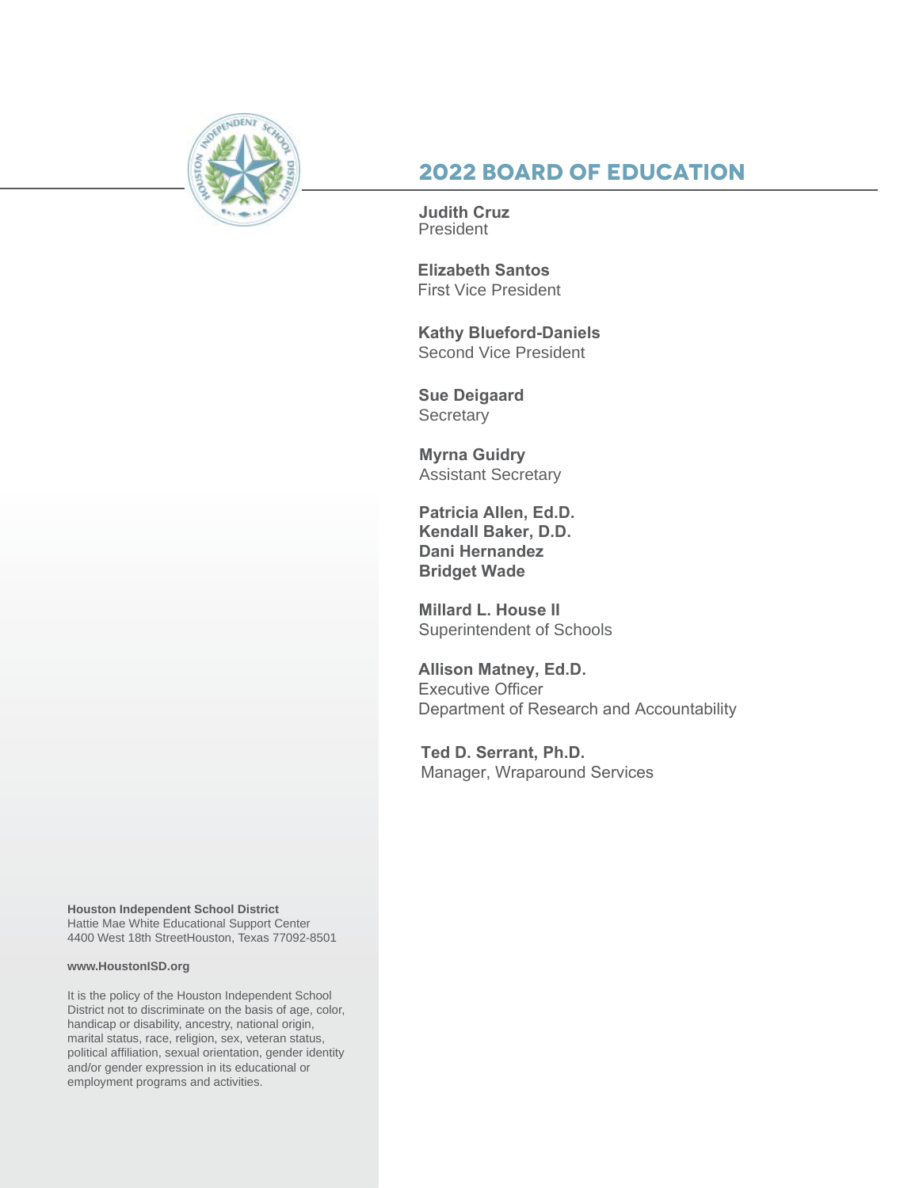# 2022 BOARD OF EDUCATION

**Judith Cruz**
President

**Elizabeth Santos**
First Vice President

**Kathy Blueford-Daniels**
Second Vice President

**Sue Deigaard**
Secretary

**Myrna Guidry**
Assistant Secretary

**Patricia Allen, Ed.D.**
**Kendall Baker, D.D.**
**Dani Hernandez**
**Bridget Wade**

**Millard L. House II**
Superintendent of Schools

**Allison Matney, Ed.D.**
Executive Officer
Department of Research and Accountability

**Ted D. Serrant, Ph.D.**
Manager, Wraparound Services

**Houston Independent School District**
Hattie Mae White Educational Support Center
4400 West 18th StreetHouston, Texas 77092-8501

**www.HoustonISD.org**

It is the policy of the Houston Independent School District not to discriminate on the basis of age, color, handicap or disability, ancestry, national origin, marital status, race, religion, sex, veteran status, political affiliation, sexual orientation, gender identity and/or gender expression in its educational or employment programs and activities.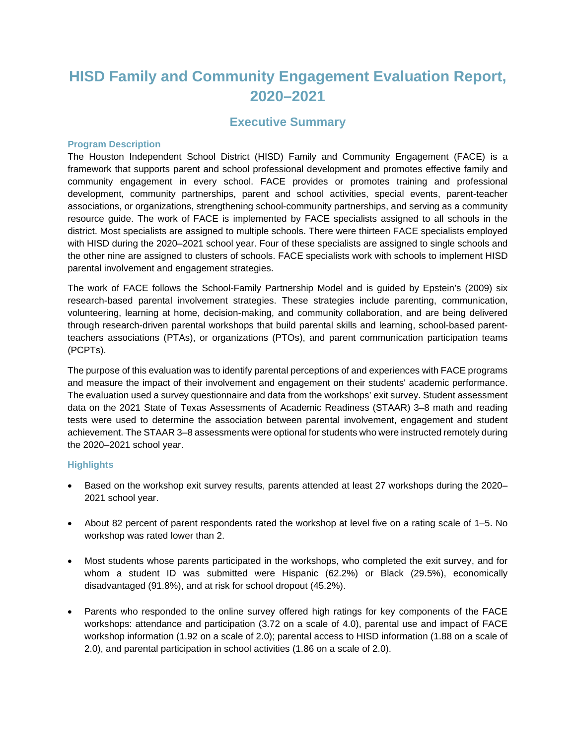# HISD Family and Community Engagement Evaluation Report, 2020–2021

## Executive Summary

### Program Description

The Houston Independent School District (HISD) Family and Community Engagement (FACE) is a framework that supports parent and school professional development and promotes effective family and community engagement in every school. FACE provides or promotes training and professional development, community partnerships, parent and school activities, special events, parent-teacher associations, or organizations, strengthening school-community partnerships, and serving as a community resource guide. The work of FACE is implemented by FACE specialists assigned to all schools in the district. Most specialists are assigned to multiple schools. There were thirteen FACE specialists employed with HISD during the 2020–2021 school year. Four of these specialists are assigned to single schools and the other nine are assigned to clusters of schools. FACE specialists work with schools to implement HISD parental involvement and engagement strategies.

The work of FACE follows the School-Family Partnership Model and is guided by Epstein's (2009) six research-based parental involvement strategies. These strategies include parenting, communication, volunteering, learning at home, decision-making, and community collaboration, and are being delivered through research-driven parental workshops that build parental skills and learning, school-based parent-teachers associations (PTAs), or organizations (PTOs), and parent communication participation teams (PCPTs).

The purpose of this evaluation was to identify parental perceptions of and experiences with FACE programs and measure the impact of their involvement and engagement on their students' academic performance. The evaluation used a survey questionnaire and data from the workshops' exit survey. Student assessment data on the 2021 State of Texas Assessments of Academic Readiness (STAAR) 3–8 math and reading tests were used to determine the association between parental involvement, engagement and student achievement. The STAAR 3–8 assessments were optional for students who were instructed remotely during the 2020–2021 school year.

### Highlights

- Based on the workshop exit survey results, parents attended at least 27 workshops during the 2020–2021 school year.
- About 82 percent of parent respondents rated the workshop at level five on a rating scale of 1–5. No workshop was rated lower than 2.
- Most students whose parents participated in the workshops, who completed the exit survey, and for whom a student ID was submitted were Hispanic (62.2%) or Black (29.5%), economically disadvantaged (91.8%), and at risk for school dropout (45.2%).
- Parents who responded to the online survey offered high ratings for key components of the FACE workshops: attendance and participation (3.72 on a scale of 4.0), parental use and impact of FACE workshop information (1.92 on a scale of 2.0); parental access to HISD information (1.88 on a scale of 2.0), and parental participation in school activities (1.86 on a scale of 2.0).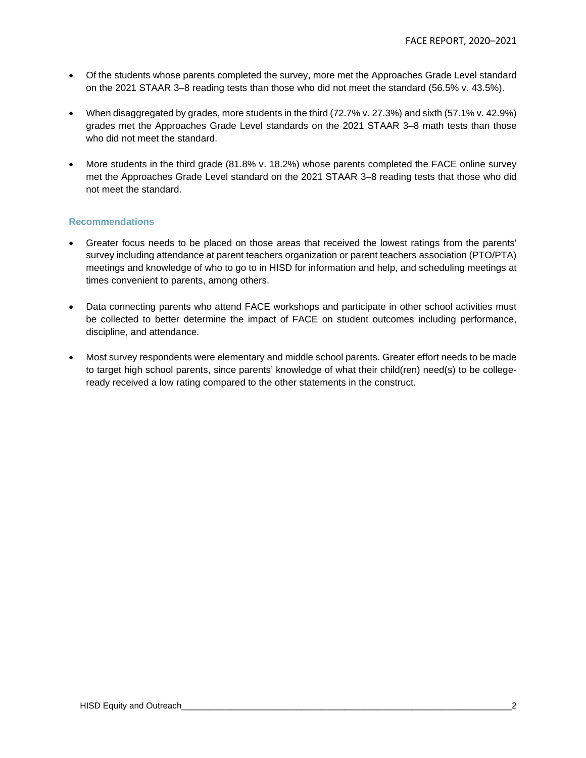- Of the students whose parents completed the survey, more met the Approaches Grade Level standard on the 2021 STAAR 3–8 reading tests than those who did not meet the standard (56.5% v. 43.5%).

- When disaggregated by grades, more students in the third (72.7% v. 27.3%) and sixth (57.1% v. 42.9%) grades met the Approaches Grade Level standards on the 2021 STAAR 3–8 math tests than those who did not meet the standard.

- More students in the third grade (81.8% v. 18.2%) whose parents completed the FACE online survey met the Approaches Grade Level standard on the 2021 STAAR 3–8 reading tests that those who did not meet the standard.

### Recommendations

- Greater focus needs to be placed on those areas that received the lowest ratings from the parents' survey including attendance at parent teachers organization or parent teachers association (PTO/PTA) meetings and knowledge of who to go to in HISD for information and help, and scheduling meetings at times convenient to parents, among others.

- Data connecting parents who attend FACE workshops and participate in other school activities must be collected to better determine the impact of FACE on student outcomes including performance, discipline, and attendance.

- Most survey respondents were elementary and middle school parents. Greater effort needs to be made to target high school parents, since parents' knowledge of what their child(ren) need(s) to be college-ready received a low rating compared to the other statements in the construct.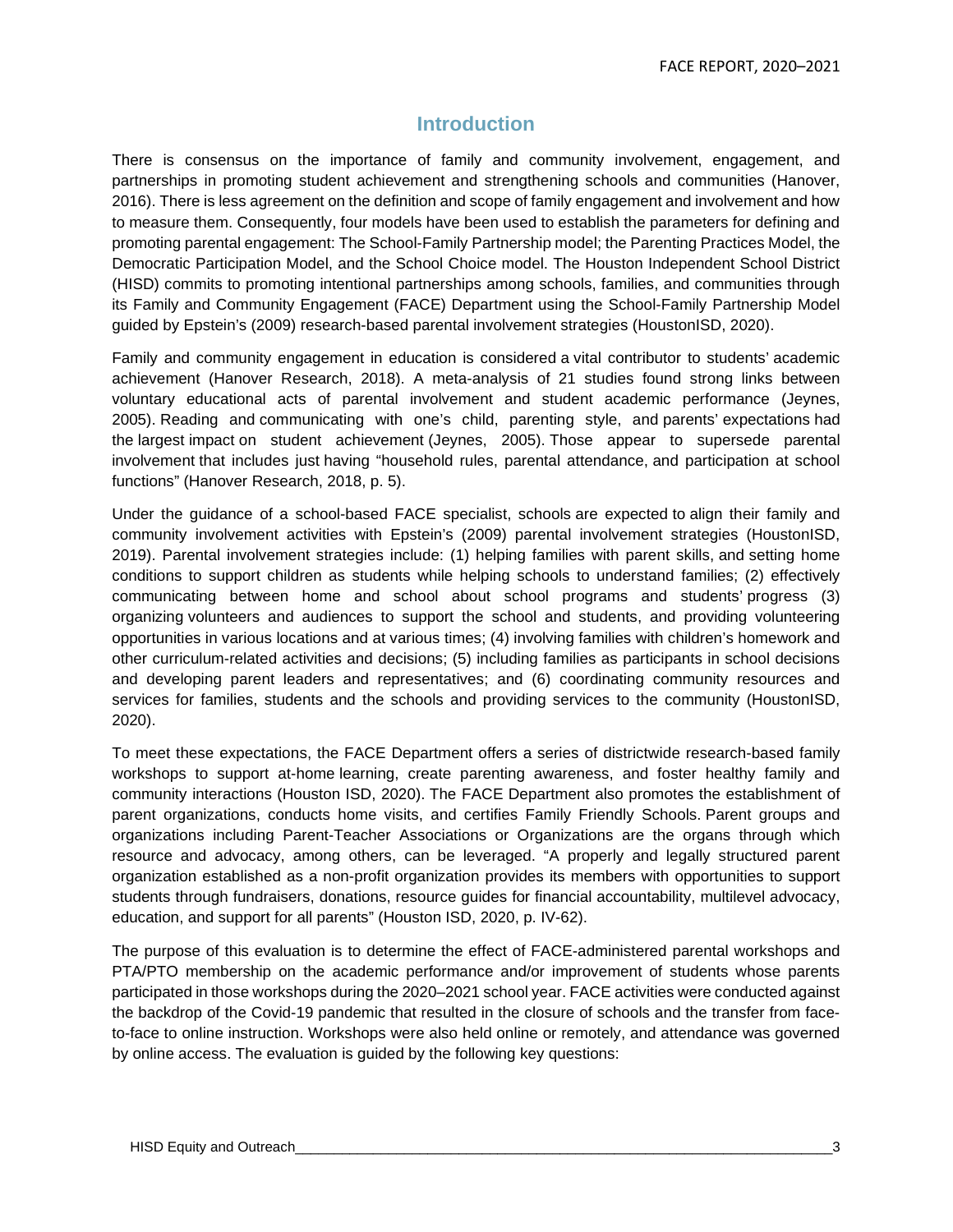# Introduction

There is consensus on the importance of family and community involvement, engagement, and partnerships in promoting student achievement and strengthening schools and communities (Hanover, 2016). There is less agreement on the definition and scope of family engagement and involvement and how to measure them. Consequently, four models have been used to establish the parameters for defining and promoting parental engagement: The School-Family Partnership model; the Parenting Practices Model, the Democratic Participation Model, and the School Choice model. The Houston Independent School District (HISD) commits to promoting intentional partnerships among schools, families, and communities through its Family and Community Engagement (FACE) Department using the School-Family Partnership Model guided by Epstein's (2009) research-based parental involvement strategies (HoustonISD, 2020).

Family and community engagement in education is considered a vital contributor to students' academic achievement (Hanover Research, 2018). A meta-analysis of 21 studies found strong links between voluntary educational acts of parental involvement and student academic performance (Jeynes, 2005). Reading and communicating with one's child, parenting style, and parents' expectations had the largest impact on student achievement (Jeynes, 2005). Those appear to supersede parental involvement that includes just having "household rules, parental attendance, and participation at school functions" (Hanover Research, 2018, p. 5).

Under the guidance of a school-based FACE specialist, schools are expected to align their family and community involvement activities with Epstein's (2009) parental involvement strategies (HoustonISD, 2019). Parental involvement strategies include: (1) helping families with parent skills, and setting home conditions to support children as students while helping schools to understand families; (2) effectively communicating between home and school about school programs and students' progress (3) organizing volunteers and audiences to support the school and students, and providing volunteering opportunities in various locations and at various times; (4) involving families with children's homework and other curriculum-related activities and decisions; (5) including families as participants in school decisions and developing parent leaders and representatives; and (6) coordinating community resources and services for families, students and the schools and providing services to the community (HoustonISD, 2020).

To meet these expectations, the FACE Department offers a series of districtwide research-based family workshops to support at-home learning, create parenting awareness, and foster healthy family and community interactions (Houston ISD, 2020). The FACE Department also promotes the establishment of parent organizations, conducts home visits, and certifies Family Friendly Schools. Parent groups and organizations including Parent-Teacher Associations or Organizations are the organs through which resource and advocacy, among others, can be leveraged. "A properly and legally structured parent organization established as a non-profit organization provides its members with opportunities to support students through fundraisers, donations, resource guides for financial accountability, multilevel advocacy, education, and support for all parents" (Houston ISD, 2020, p. IV-62).

The purpose of this evaluation is to determine the effect of FACE-administered parental workshops and PTA/PTO membership on the academic performance and/or improvement of students whose parents participated in those workshops during the 2020–2021 school year. FACE activities were conducted against the backdrop of the Covid-19 pandemic that resulted in the closure of schools and the transfer from face-to-face to online instruction. Workshops were also held online or remotely, and attendance was governed by online access. The evaluation is guided by the following key questions: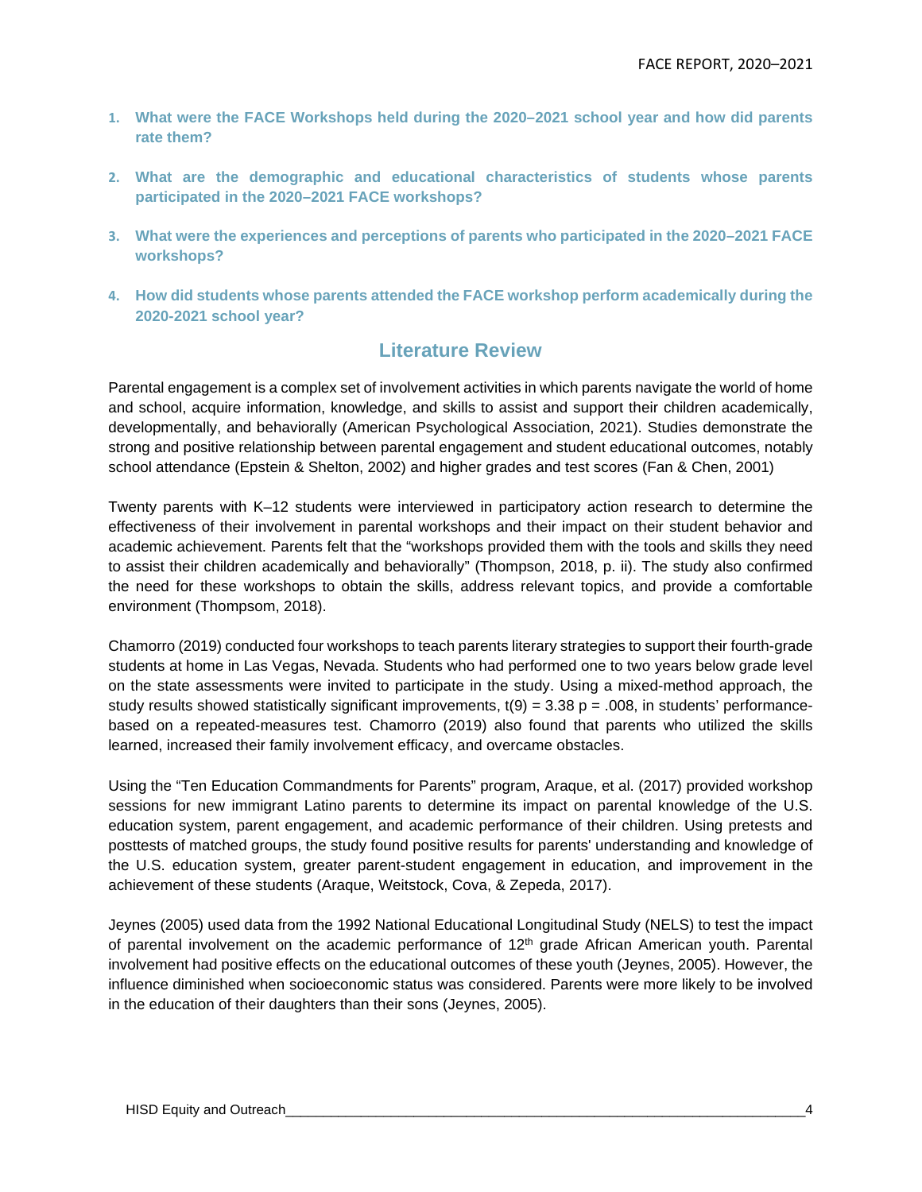1. **What were the FACE Workshops held during the 2020–2021 school year and how did parents rate them?**

2. **What are the demographic and educational characteristics of students whose parents participated in the 2020–2021 FACE workshops?**

3. **What were the experiences and perceptions of parents who participated in the 2020–2021 FACE workshops?**

4. **How did students whose parents attended the FACE workshop perform academically during the 2020-2021 school year?**

## Literature Review

Parental engagement is a complex set of involvement activities in which parents navigate the world of home and school, acquire information, knowledge, and skills to assist and support their children academically, developmentally, and behaviorally (American Psychological Association, 2021). Studies demonstrate the strong and positive relationship between parental engagement and student educational outcomes, notably school attendance (Epstein & Shelton, 2002) and higher grades and test scores (Fan & Chen, 2001)

Twenty parents with K–12 students were interviewed in participatory action research to determine the effectiveness of their involvement in parental workshops and their impact on their student behavior and academic achievement. Parents felt that the "workshops provided them with the tools and skills they need to assist their children academically and behaviorally" (Thompson, 2018, p. ii). The study also confirmed the need for these workshops to obtain the skills, address relevant topics, and provide a comfortable environment (Thompsom, 2018).

Chamorro (2019) conducted four workshops to teach parents literary strategies to support their fourth-grade students at home in Las Vegas, Nevada. Students who had performed one to two years below grade level on the state assessments were invited to participate in the study. Using a mixed-method approach, the study results showed statistically significant improvements, $t(9) = 3.38$ $p = .008$, in students' performance-based on a repeated-measures test. Chamorro (2019) also found that parents who utilized the skills learned, increased their family involvement efficacy, and overcame obstacles.

Using the "Ten Education Commandments for Parents" program, Araque, et al. (2017) provided workshop sessions for new immigrant Latino parents to determine its impact on parental knowledge of the U.S. education system, parent engagement, and academic performance of their children. Using pretests and posttests of matched groups, the study found positive results for parents' understanding and knowledge of the U.S. education system, greater parent-student engagement in education, and improvement in the achievement of these students (Araque, Weitstock, Cova, & Zepeda, 2017).

Jeynes (2005) used data from the 1992 National Educational Longitudinal Study (NELS) to test the impact of parental involvement on the academic performance of 12th grade African American youth. Parental involvement had positive effects on the educational outcomes of these youth (Jeynes, 2005). However, the influence diminished when socioeconomic status was considered. Parents were more likely to be involved in the education of their daughters than their sons (Jeynes, 2005).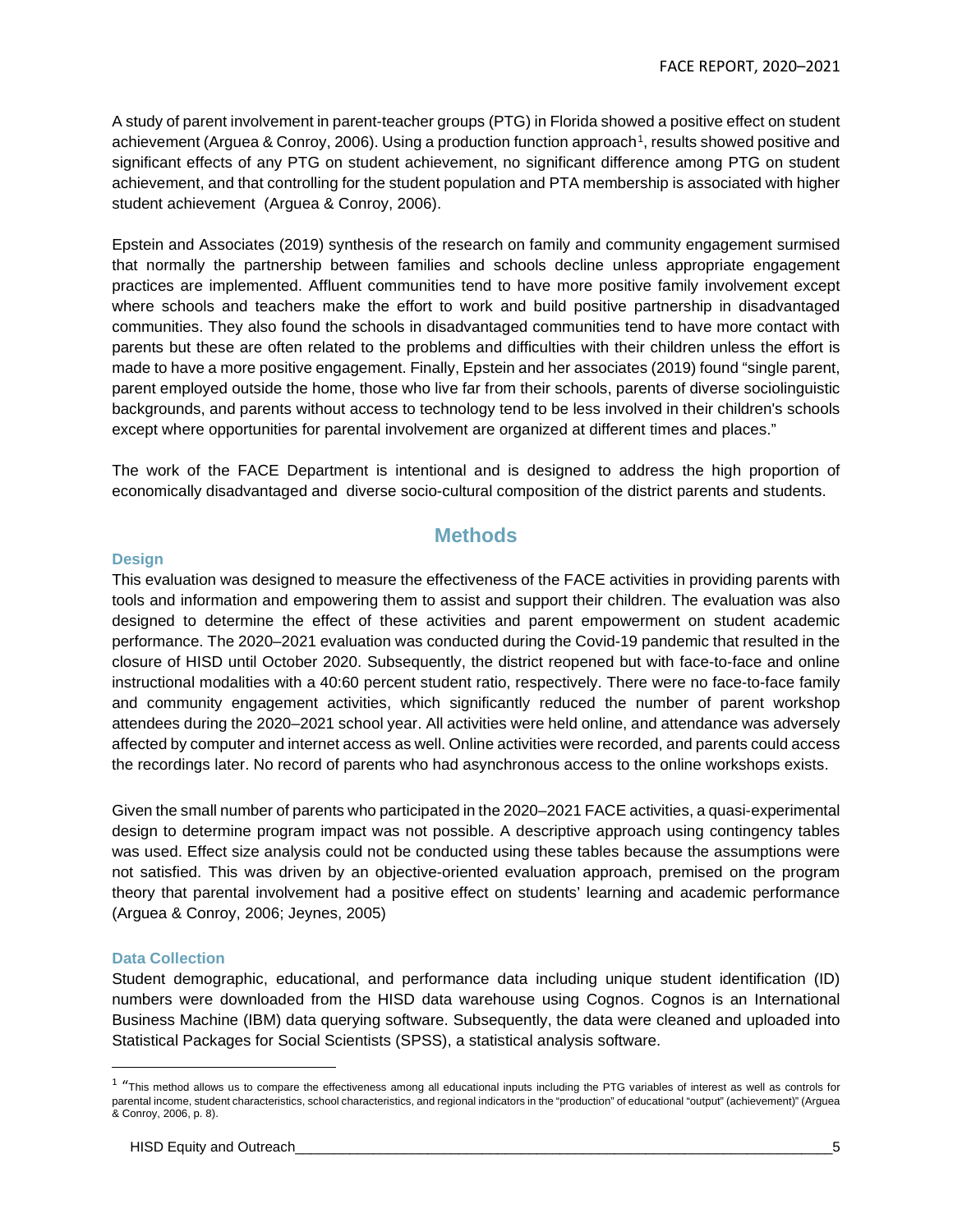A study of parent involvement in parent-teacher groups (PTG) in Florida showed a positive effect on student achievement (Arguea & Conroy, 2006). Using a production function approach[1], results showed positive and significant effects of any PTG on student achievement, no significant difference among PTG on student achievement, and that controlling for the student population and PTA membership is associated with higher student achievement (Arguea & Conroy, 2006).

Epstein and Associates (2019) synthesis of the research on family and community engagement surmised that normally the partnership between families and schools decline unless appropriate engagement practices are implemented. Affluent communities tend to have more positive family involvement except where schools and teachers make the effort to work and build positive partnership in disadvantaged communities. They also found the schools in disadvantaged communities tend to have more contact with parents but these are often related to the problems and difficulties with their children unless the effort is made to have a more positive engagement. Finally, Epstein and her associates (2019) found "single parent, parent employed outside the home, those who live far from their schools, parents of diverse sociolinguistic backgrounds, and parents without access to technology tend to be less involved in their children's schools except where opportunities for parental involvement are organized at different times and places."

The work of the FACE Department is intentional and is designed to address the high proportion of economically disadvantaged and diverse socio-cultural composition of the district parents and students.

## Methods

### Design

This evaluation was designed to measure the effectiveness of the FACE activities in providing parents with tools and information and empowering them to assist and support their children. The evaluation was also designed to determine the effect of these activities and parent empowerment on student academic performance. The 2020–2021 evaluation was conducted during the Covid-19 pandemic that resulted in the closure of HISD until October 2020. Subsequently, the district reopened but with face-to-face and online instructional modalities with a 40:60 percent student ratio, respectively. There were no face-to-face family and community engagement activities, which significantly reduced the number of parent workshop attendees during the 2020–2021 school year. All activities were held online, and attendance was adversely affected by computer and internet access as well. Online activities were recorded, and parents could access the recordings later. No record of parents who had asynchronous access to the online workshops exists.

Given the small number of parents who participated in the 2020–2021 FACE activities, a quasi-experimental design to determine program impact was not possible. A descriptive approach using contingency tables was used. Effect size analysis could not be conducted using these tables because the assumptions were not satisfied. This was driven by an objective-oriented evaluation approach, premised on the program theory that parental involvement had a positive effect on students' learning and academic performance (Arguea & Conroy, 2006; Jeynes, 2005)

### Data Collection

Student demographic, educational, and performance data including unique student identification (ID) numbers were downloaded from the HISD data warehouse using Cognos. Cognos is an International Business Machine (IBM) data querying software. Subsequently, the data were cleaned and uploaded into Statistical Packages for Social Scientists (SPSS), a statistical analysis software.

---

[1] "This method allows us to compare the effectiveness among all educational inputs including the PTG variables of interest as well as controls for parental income, student characteristics, school characteristics, and regional indicators in the "production" of educational "output" (achievement)" (Arguea & Conroy, 2006, p. 8).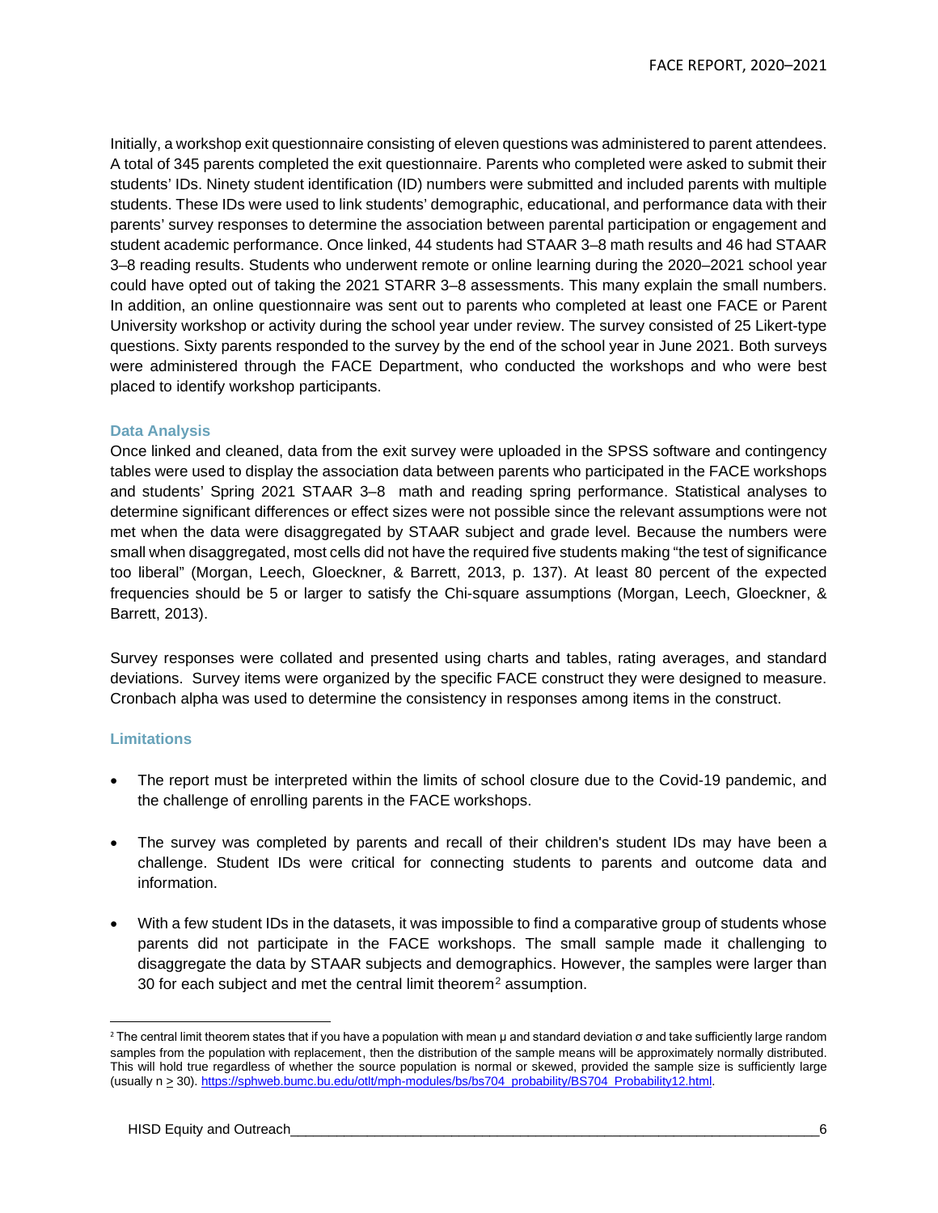Initially, a workshop exit questionnaire consisting of eleven questions was administered to parent attendees. A total of 345 parents completed the exit questionnaire. Parents who completed were asked to submit their students' IDs. Ninety student identification (ID) numbers were submitted and included parents with multiple students. These IDs were used to link students' demographic, educational, and performance data with their parents' survey responses to determine the association between parental participation or engagement and student academic performance. Once linked, 44 students had STAAR 3–8 math results and 46 had STAAR 3–8 reading results. Students who underwent remote or online learning during the 2020–2021 school year could have opted out of taking the 2021 STARR 3–8 assessments. This many explain the small numbers. In addition, an online questionnaire was sent out to parents who completed at least one FACE or Parent University workshop or activity during the school year under review. The survey consisted of 25 Likert-type questions. Sixty parents responded to the survey by the end of the school year in June 2021. Both surveys were administered through the FACE Department, who conducted the workshops and who were best placed to identify workshop participants.

### Data Analysis

Once linked and cleaned, data from the exit survey were uploaded in the SPSS software and contingency tables were used to display the association data between parents who participated in the FACE workshops and students' Spring 2021 STAAR 3–8 math and reading spring performance. Statistical analyses to determine significant differences or effect sizes were not possible since the relevant assumptions were not met when the data were disaggregated by STAAR subject and grade level. Because the numbers were small when disaggregated, most cells did not have the required five students making "the test of significance too liberal" (Morgan, Leech, Gloeckner, & Barrett, 2013, p. 137). At least 80 percent of the expected frequencies should be 5 or larger to satisfy the Chi-square assumptions (Morgan, Leech, Gloeckner, & Barrett, 2013).

Survey responses were collated and presented using charts and tables, rating averages, and standard deviations. Survey items were organized by the specific FACE construct they were designed to measure. Cronbach alpha was used to determine the consistency in responses among items in the construct.

### Limitations

- The report must be interpreted within the limits of school closure due to the Covid-19 pandemic, and the challenge of enrolling parents in the FACE workshops.
- The survey was completed by parents and recall of their children's student IDs may have been a challenge. Student IDs were critical for connecting students to parents and outcome data and information.
- With a few student IDs in the datasets, it was impossible to find a comparative group of students whose parents did not participate in the FACE workshops. The small sample made it challenging to disaggregate the data by STAAR subjects and demographics. However, the samples were larger than 30 for each subject and met the central limit theorem[2] assumption.

---

[2] The central limit theorem states that if you have a population with mean $\mu$ and standard deviation $\sigma$ and take sufficiently large random samples from the population with replacement, then the distribution of the sample means will be approximately normally distributed. This will hold true regardless of whether the source population is normal or skewed, provided the sample size is sufficiently large (usually $n \geq 30$). https://sphweb.bumc.bu.edu/otlt/mph-modules/bs/bs704_probability/BS704_Probability12.html.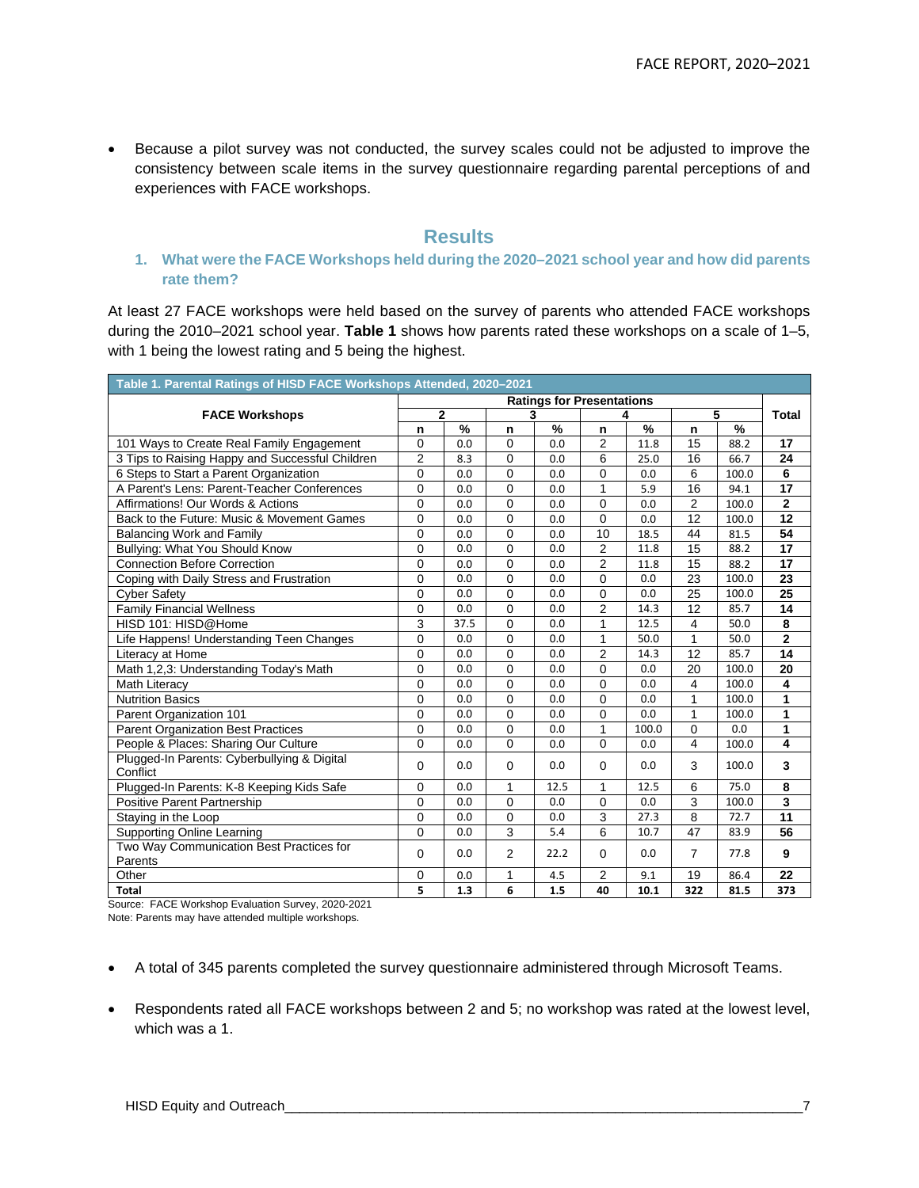- Because a pilot survey was not conducted, the survey scales could not be adjusted to improve the consistency between scale items in the survey questionnaire regarding parental perceptions of and experiences with FACE workshops.

## Results

### 1. What were the FACE Workshops held during the 2020–2021 school year and how did parents rate them?

At least 27 FACE workshops were held based on the survey of parents who attended FACE workshops during the 2010–2021 school year. **Table 1** shows how parents rated these workshops on a scale of 1–5, with 1 being the lowest rating and 5 being the highest.

**Table 1. Parental Ratings of HISD FACE Workshops Attended, 2020–2021**

| FACE Workshops | Ratings for Presentations | | | | | | | | Total |
|---|---|---|---|---|---|---|---|---|---|
| | 2 | | 3 | | 4 | | 5 | | |
| | n | % | n | % | n | % | n | % | |
| 101 Ways to Create Real Family Engagement | 0 | 0.0 | 0 | 0.0 | 2 | 11.8 | 15 | 88.2 | **17** |
| 3 Tips to Raising Happy and Successful Children | 2 | 8.3 | 0 | 0.0 | 6 | 25.0 | 16 | 66.7 | **24** |
| 6 Steps to Start a Parent Organization | 0 | 0.0 | 0 | 0.0 | 0 | 0.0 | 6 | 100.0 | **6** |
| A Parent's Lens: Parent-Teacher Conferences | 0 | 0.0 | 0 | 0.0 | 1 | 5.9 | 16 | 94.1 | **17** |
| Affirmations! Our Words & Actions | 0 | 0.0 | 0 | 0.0 | 0 | 0.0 | 2 | 100.0 | **2** |
| Back to the Future: Music & Movement Games | 0 | 0.0 | 0 | 0.0 | 0 | 0.0 | 12 | 100.0 | **12** |
| Balancing Work and Family | 0 | 0.0 | 0 | 0.0 | 10 | 18.5 | 44 | 81.5 | **54** |
| Bullying: What You Should Know | 0 | 0.0 | 0 | 0.0 | 2 | 11.8 | 15 | 88.2 | **17** |
| Connection Before Correction | 0 | 0.0 | 0 | 0.0 | 2 | 11.8 | 15 | 88.2 | **17** |
| Coping with Daily Stress and Frustration | 0 | 0.0 | 0 | 0.0 | 0 | 0.0 | 23 | 100.0 | **23** |
| Cyber Safety | 0 | 0.0 | 0 | 0.0 | 0 | 0.0 | 25 | 100.0 | **25** |
| Family Financial Wellness | 0 | 0.0 | 0 | 0.0 | 2 | 14.3 | 12 | 85.7 | **14** |
| HISD 101: HISD@Home | 3 | 37.5 | 0 | 0.0 | 1 | 12.5 | 4 | 50.0 | **8** |
| Life Happens! Understanding Teen Changes | 0 | 0.0 | 0 | 0.0 | 1 | 50.0 | 1 | 50.0 | **2** |
| Literacy at Home | 0 | 0.0 | 0 | 0.0 | 2 | 14.3 | 12 | 85.7 | **14** |
| Math 1,2,3: Understanding Today's Math | 0 | 0.0 | 0 | 0.0 | 0 | 0.0 | 20 | 100.0 | **20** |
| Math Literacy | 0 | 0.0 | 0 | 0.0 | 0 | 0.0 | 4 | 100.0 | **4** |
| Nutrition Basics | 0 | 0.0 | 0 | 0.0 | 0 | 0.0 | 1 | 100.0 | **1** |
| Parent Organization 101 | 0 | 0.0 | 0 | 0.0 | 0 | 0.0 | 1 | 100.0 | **1** |
| Parent Organization Best Practices | 0 | 0.0 | 0 | 0.0 | 1 | 100.0 | 0 | 0.0 | **1** |
| People & Places: Sharing Our Culture | 0 | 0.0 | 0 | 0.0 | 0 | 0.0 | 4 | 100.0 | **4** |
| Plugged-In Parents: Cyberbullying & Digital Conflict | 0 | 0.0 | 0 | 0.0 | 0 | 0.0 | 3 | 100.0 | **3** |
| Plugged-In Parents: K-8 Keeping Kids Safe | 0 | 0.0 | 1 | 12.5 | 1 | 12.5 | 6 | 75.0 | **8** |
| Positive Parent Partnership | 0 | 0.0 | 0 | 0.0 | 0 | 0.0 | 3 | 100.0 | **3** |
| Staying in the Loop | 0 | 0.0 | 0 | 0.0 | 3 | 27.3 | 8 | 72.7 | **11** |
| Supporting Online Learning | 0 | 0.0 | 3 | 5.4 | 6 | 10.7 | 47 | 83.9 | **56** |
| Two Way Communication Best Practices for Parents | 0 | 0.0 | 2 | 22.2 | 0 | 0.0 | 7 | 77.8 | **9** |
| Other | 0 | 0.0 | 1 | 4.5 | 2 | 9.1 | 19 | 86.4 | **22** |
| **Total** | **5** | **1.3** | **6** | **1.5** | **40** | **10.1** | **322** | **81.5** | **373** |

Source: FACE Workshop Evaluation Survey, 2020-2021
Note: Parents may have attended multiple workshops.

- A total of 345 parents completed the survey questionnaire administered through Microsoft Teams.
- Respondents rated all FACE workshops between 2 and 5; no workshop was rated at the lowest level, which was a 1.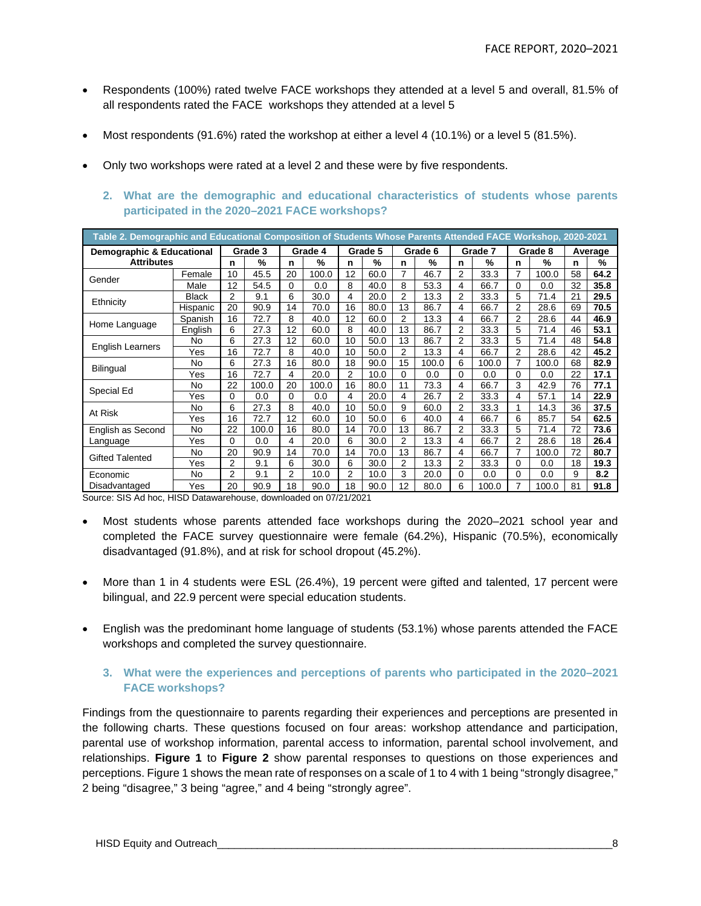- Respondents (100%) rated twelve FACE workshops they attended at a level 5 and overall, 81.5% of all respondents rated the FACE workshops they attended at a level 5
- Most respondents (91.6%) rated the workshop at either a level 4 (10.1%) or a level 5 (81.5%).
- Only two workshops were rated at a level 2 and these were by five respondents.

### 2. What are the demographic and educational characteristics of students whose parents participated in the 2020–2021 FACE workshops?

**Table 2. Demographic and Educational Composition of Students Whose Parents Attended FACE Workshop, 2020-2021**

| Demographic & Educational Attributes | | Grade 3 | | Grade 4 | | Grade 5 | | Grade 6 | | Grade 7 | | Grade 8 | | Average | |
|---|---|---|---|---|---|---|---|---|---|---|---|---|---|---|---|
| | | n | % | n | % | n | % | n | % | n | % | n | % | n | % |
| Gender | Female | 10 | 45.5 | 20 | 100.0 | 12 | 60.0 | 7 | 46.7 | 2 | 33.3 | 7 | 100.0 | 58 | **64.2** |
| | Male | 12 | 54.5 | 0 | 0.0 | 8 | 40.0 | 8 | 53.3 | 4 | 66.7 | 0 | 0.0 | 32 | **35.8** |
| Ethnicity | Black | 2 | 9.1 | 6 | 30.0 | 4 | 20.0 | 2 | 13.3 | 2 | 33.3 | 5 | 71.4 | 21 | **29.5** |
| | Hispanic | 20 | 90.9 | 14 | 70.0 | 16 | 80.0 | 13 | 86.7 | 4 | 66.7 | 2 | 28.6 | 69 | **70.5** |
| Home Language | Spanish | 16 | 72.7 | 8 | 40.0 | 12 | 60.0 | 2 | 13.3 | 4 | 66.7 | 2 | 28.6 | 44 | **46.9** |
| | English | 6 | 27.3 | 12 | 60.0 | 8 | 40.0 | 13 | 86.7 | 2 | 33.3 | 5 | 71.4 | 46 | **53.1** |
| English Learners | No | 6 | 27.3 | 12 | 60.0 | 10 | 50.0 | 13 | 86.7 | 2 | 33.3 | 5 | 71.4 | 48 | **54.8** |
| | Yes | 16 | 72.7 | 8 | 40.0 | 10 | 50.0 | 2 | 13.3 | 4 | 66.7 | 2 | 28.6 | 42 | **45.2** |
| Bilingual | No | 6 | 27.3 | 16 | 80.0 | 18 | 90.0 | 15 | 100.0 | 6 | 100.0 | 7 | 100.0 | 68 | **82.9** |
| | Yes | 16 | 72.7 | 4 | 20.0 | 2 | 10.0 | 0 | 0.0 | 0 | 0.0 | 0 | 0.0 | 22 | **17.1** |
| Special Ed | No | 22 | 100.0 | 20 | 100.0 | 16 | 80.0 | 11 | 73.3 | 4 | 66.7 | 3 | 42.9 | 76 | **77.1** |
| | Yes | 0 | 0.0 | 0 | 0.0 | 4 | 20.0 | 4 | 26.7 | 2 | 33.3 | 4 | 57.1 | 14 | **22.9** |
| At Risk | No | 6 | 27.3 | 8 | 40.0 | 10 | 50.0 | 9 | 60.0 | 2 | 33.3 | 1 | 14.3 | 36 | **37.5** |
| | Yes | 16 | 72.7 | 12 | 60.0 | 10 | 50.0 | 6 | 40.0 | 4 | 66.7 | 6 | 85.7 | 54 | **62.5** |
| English as Second Language | No | 22 | 100.0 | 16 | 80.0 | 14 | 70.0 | 13 | 86.7 | 2 | 33.3 | 5 | 71.4 | 72 | **73.6** |
| | Yes | 0 | 0.0 | 4 | 20.0 | 6 | 30.0 | 2 | 13.3 | 4 | 66.7 | 2 | 28.6 | 18 | **26.4** |
| Gifted Talented | No | 20 | 90.9 | 14 | 70.0 | 14 | 70.0 | 13 | 86.7 | 4 | 66.7 | 7 | 100.0 | 72 | **80.7** |
| | Yes | 2 | 9.1 | 6 | 30.0 | 6 | 30.0 | 2 | 13.3 | 2 | 33.3 | 0 | 0.0 | 18 | **19.3** |
| Economic Disadvantaged | No | 2 | 9.1 | 2 | 10.0 | 2 | 10.0 | 3 | 20.0 | 0 | 0.0 | 0 | 0.0 | 9 | **8.2** |
| | Yes | 20 | 90.9 | 18 | 90.0 | 18 | 90.0 | 12 | 80.0 | 6 | 100.0 | 7 | 100.0 | 81 | **91.8** |

Source: SIS Ad hoc, HISD Datawarehouse, downloaded on 07/21/2021

- Most students whose parents attended face workshops during the 2020–2021 school year and completed the FACE survey questionnaire were female (64.2%), Hispanic (70.5%), economically disadvantaged (91.8%), and at risk for school dropout (45.2%).
- More than 1 in 4 students were ESL (26.4%), 19 percent were gifted and talented, 17 percent were bilingual, and 22.9 percent were special education students.
- English was the predominant home language of students (53.1%) whose parents attended the FACE workshops and completed the survey questionnaire.

### 3. What were the experiences and perceptions of parents who participated in the 2020–2021 FACE workshops?

Findings from the questionnaire to parents regarding their experiences and perceptions are presented in the following charts. These questions focused on four areas: workshop attendance and participation, parental use of workshop information, parental access to information, parental school involvement, and relationships. **Figure 1** to **Figure 2** show parental responses to questions on those experiences and perceptions. Figure 1 shows the mean rate of responses on a scale of 1 to 4 with 1 being "strongly disagree," 2 being "disagree," 3 being "agree," and 4 being "strongly agree".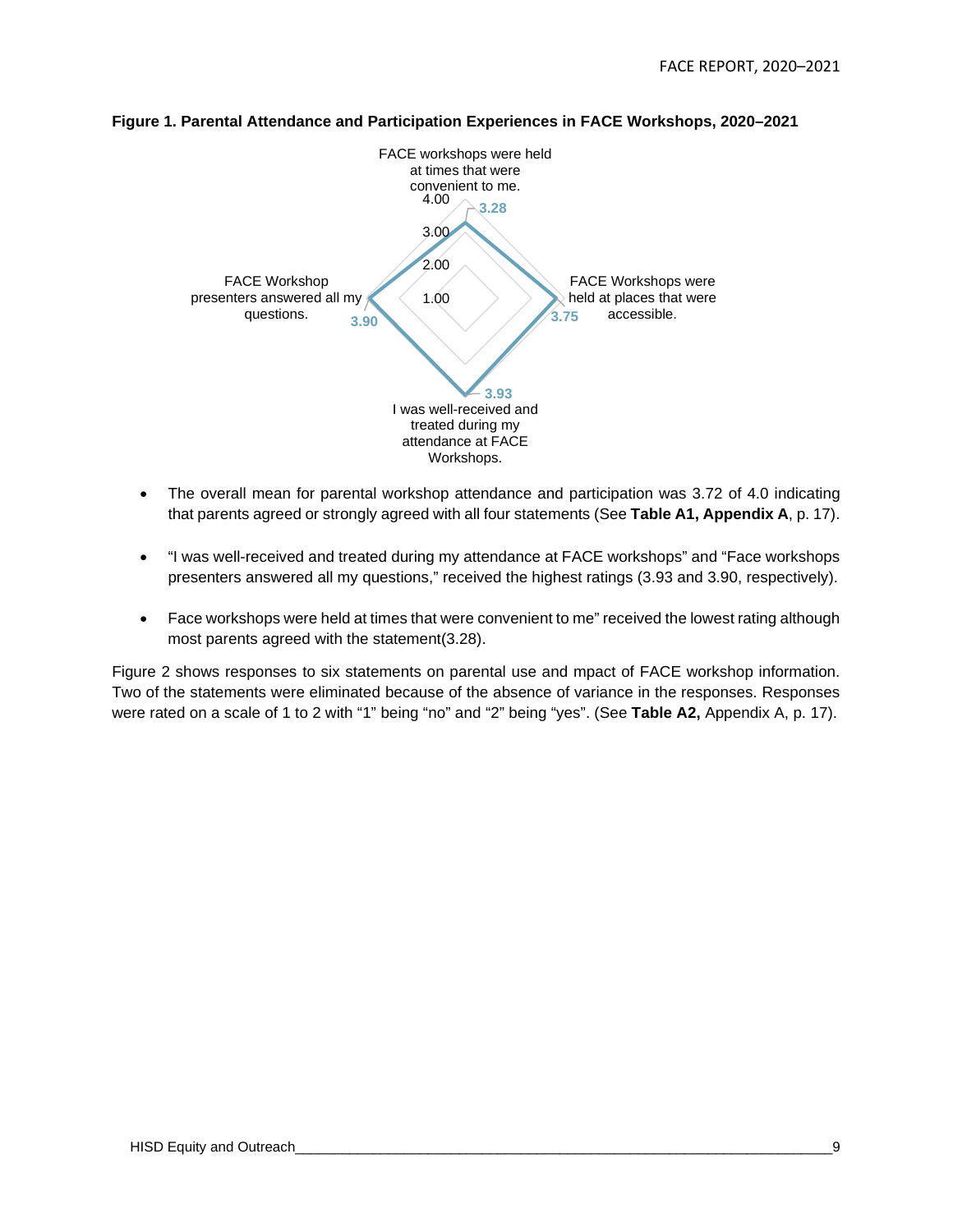**Figure 1. Parental Attendance and Participation Experiences in FACE Workshops, 2020–2021**

FACE workshops were held at times that were convenient to me. 3.28

FACE Workshops were held at places that were accessible. 3.75

I was well-received and treated during my attendance at FACE Workshops. 3.93

FACE Workshop presenters answered all my questions. 3.90

- The overall mean for parental workshop attendance and participation was 3.72 of 4.0 indicating that parents agreed or strongly agreed with all four statements (See **Table A1, Appendix A**, p. 17).
- "I was well-received and treated during my attendance at FACE workshops" and "Face workshops presenters answered all my questions," received the highest ratings (3.93 and 3.90, respectively).
- Face workshops were held at times that were convenient to me" received the lowest rating although most parents agreed with the statement(3.28).

Figure 2 shows responses to six statements on parental use and mpact of FACE workshop information. Two of the statements were eliminated because of the absence of variance in the responses. Responses were rated on a scale of 1 to 2 with "1" being "no" and "2" being "yes". (See **Table A2,** Appendix A, p. 17).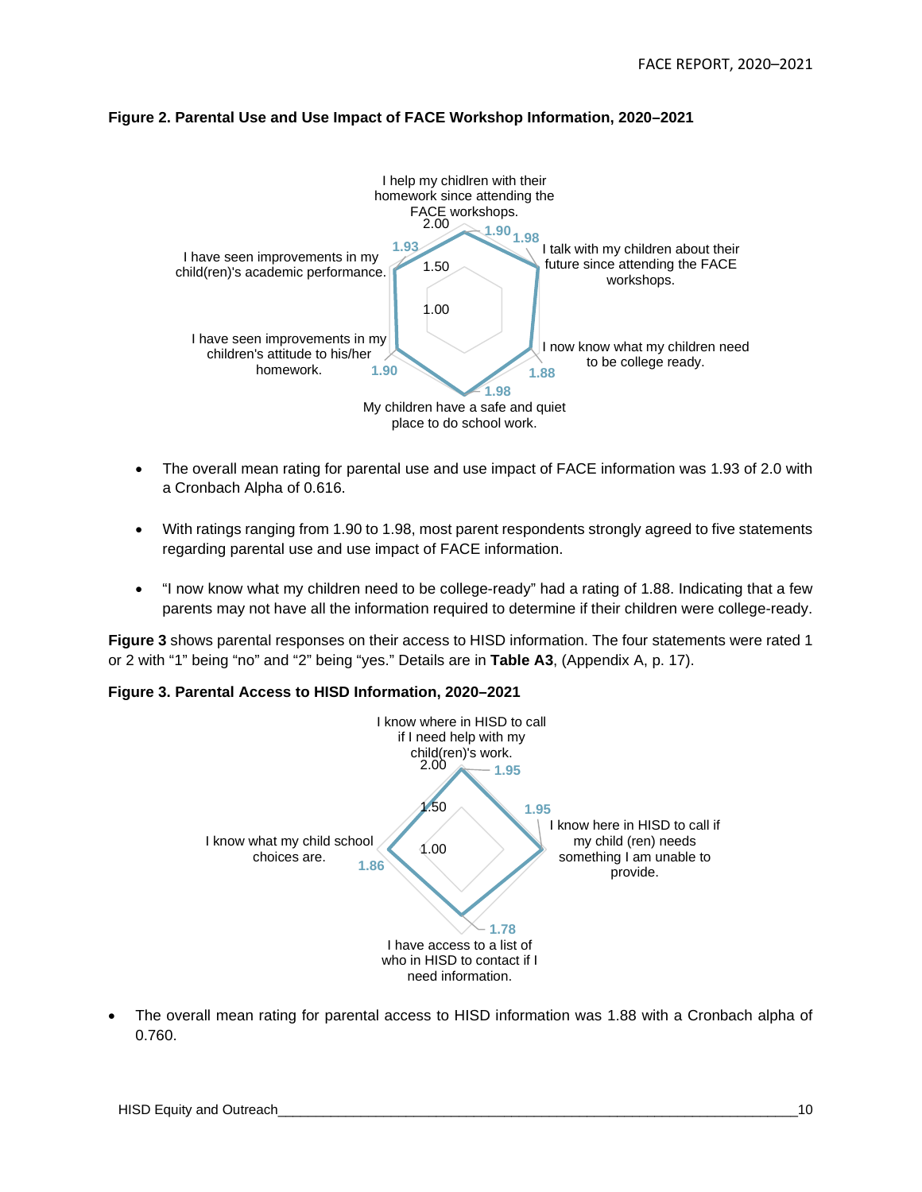**Figure 2. Parental Use and Use Impact of FACE Workshop Information, 2020–2021**

- The overall mean rating for parental use and use impact of FACE information was 1.93 of 2.0 with a Cronbach Alpha of 0.616.
- With ratings ranging from 1.90 to 1.98, most parent respondents strongly agreed to five statements regarding parental use and use impact of FACE information.
- "I now know what my children need to be college-ready" had a rating of 1.88. Indicating that a few parents may not have all the information required to determine if their children were college-ready.

**Figure 3** shows parental responses on their access to HISD information. The four statements were rated 1 or 2 with "1" being "no" and "2" being "yes." Details are in **Table A3**, (Appendix A, p. 17).

**Figure 3. Parental Access to HISD Information, 2020–2021**

- The overall mean rating for parental access to HISD information was 1.88 with a Cronbach alpha of 0.760.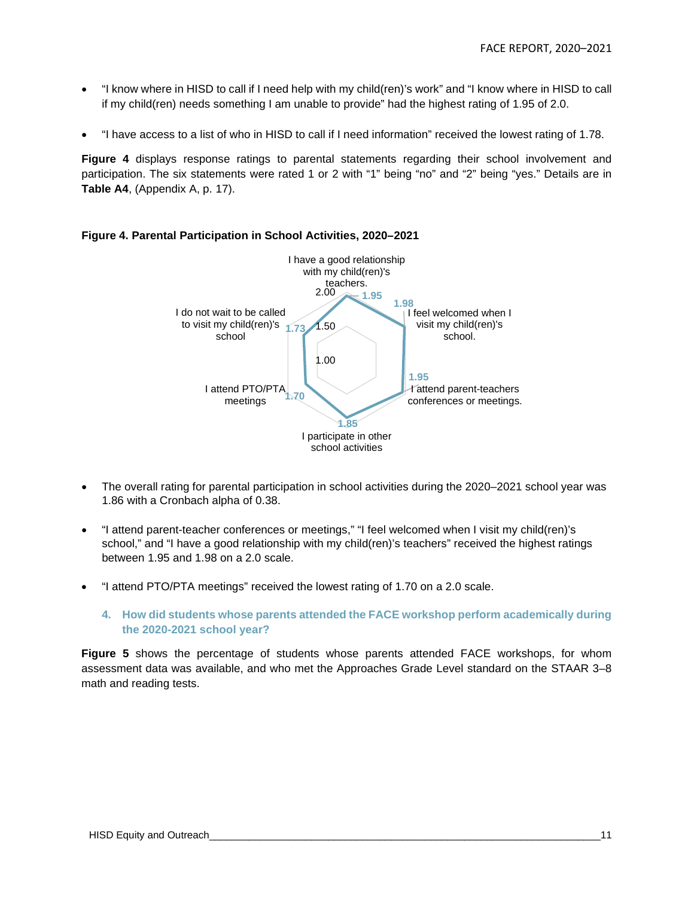- "I know where in HISD to call if I need help with my child(ren)'s work" and "I know where in HISD to call if my child(ren) needs something I am unable to provide" had the highest rating of 1.95 of 2.0.

- "I have access to a list of who in HISD to call if I need information" received the lowest rating of 1.78.

**Figure 4** displays response ratings to parental statements regarding their school involvement and participation. The six statements were rated 1 or 2 with "1" being "no" and "2" being "yes." Details are in **Table A4**, (Appendix A, p. 17).

**Figure 4. Parental Participation in School Activities, 2020–2021**

| Statement | Rating |
|---|---|
| I have a good relationship with my child(ren)'s teachers. | 1.95 |
| I feel welcomed when I visit my child(ren)'s school. | 1.98 |
| I attend parent-teachers conferences or meetings. | 1.95 |
| I participate in other school activities | 1.85 |
| I attend PTO/PTA meetings | 1.70 |
| I do not wait to be called to visit my child(ren)'s school | 1.73 |

- The overall rating for parental participation in school activities during the 2020–2021 school year was 1.86 with a Cronbach alpha of 0.38.

- "I attend parent-teacher conferences or meetings," "I feel welcomed when I visit my child(ren)'s school," and "I have a good relationship with my child(ren)'s teachers" received the highest ratings between 1.95 and 1.98 on a 2.0 scale.

- "I attend PTO/PTA meetings" received the lowest rating of 1.70 on a 2.0 scale.

### 4. How did students whose parents attended the FACE workshop perform academically during the 2020-2021 school year?

**Figure 5** shows the percentage of students whose parents attended FACE workshops, for whom assessment data was available, and who met the Approaches Grade Level standard on the STAAR 3–8 math and reading tests.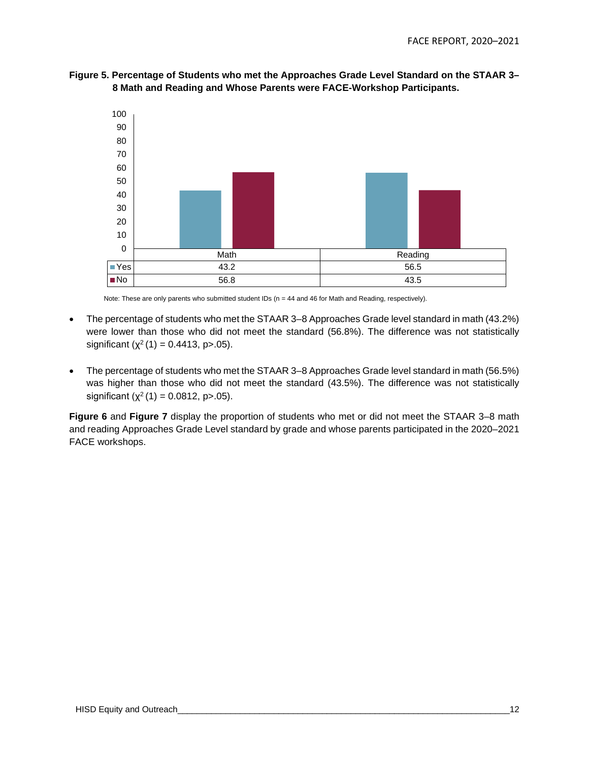**Figure 5. Percentage of Students who met the Approaches Grade Level Standard on the STAAR 3–8 Math and Reading and Whose Parents were FACE-Workshop Participants.**

| | Math | Reading |
|---|---|---|
| Yes | 43.2 | 56.5 |
| No | 56.8 | 43.5 |

Note: These are only parents who submitted student IDs (n = 44 and 46 for Math and Reading, respectively).

- The percentage of students who met the STAAR 3–8 Approaches Grade level standard in math (43.2%) were lower than those who did not meet the standard (56.8%). The difference was not statistically significant ($\chi^2(1) = 0.4413$, $p > .05$).
- The percentage of students who met the STAAR 3–8 Approaches Grade level standard in math (56.5%) was higher than those who did not meet the standard (43.5%). The difference was not statistically significant ($\chi^2(1) = 0.0812$, $p > .05$).

**Figure 6** and **Figure 7** display the proportion of students who met or did not meet the STAAR 3–8 math and reading Approaches Grade Level standard by grade and whose parents participated in the 2020–2021 FACE workshops.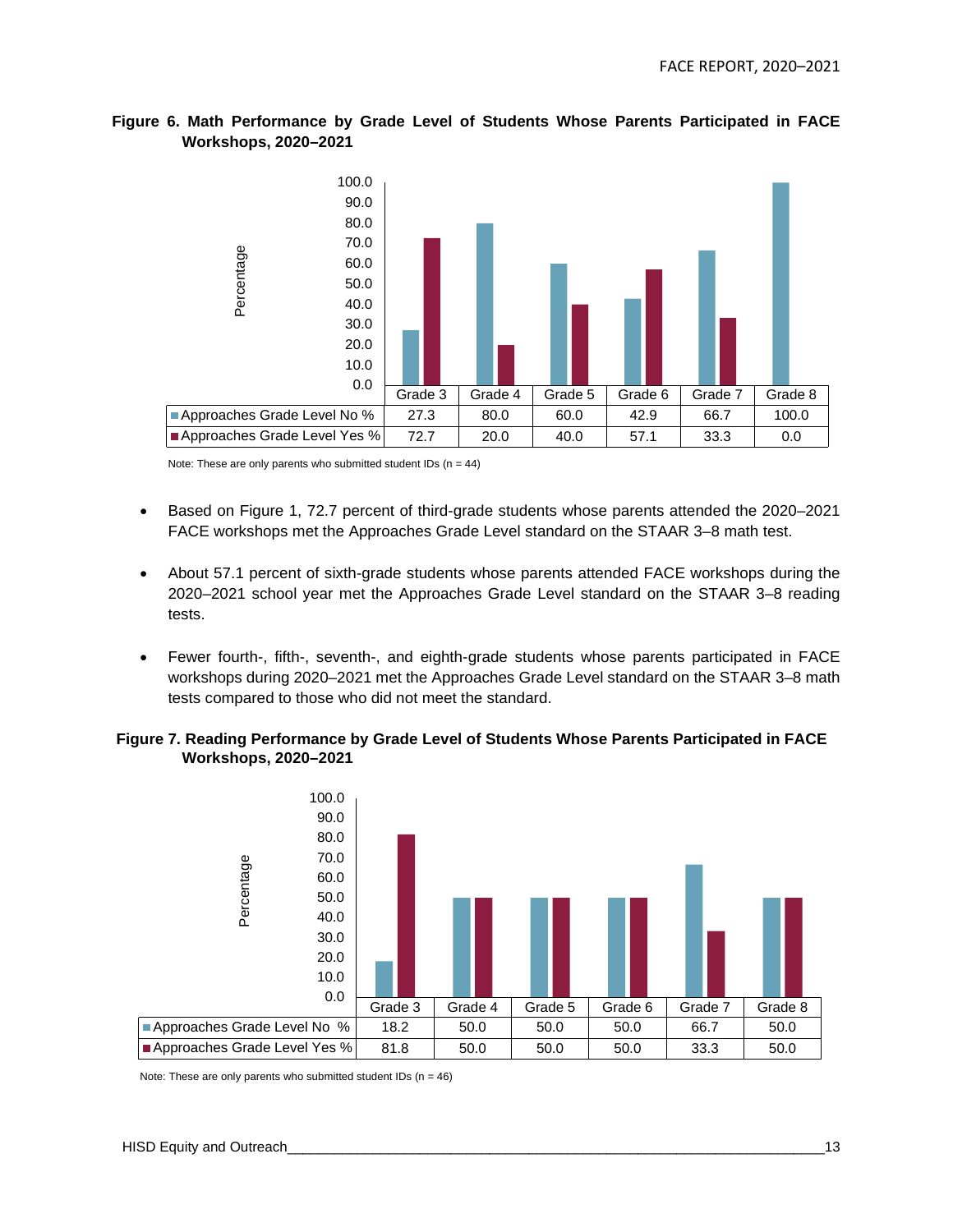**Figure 6. Math Performance by Grade Level of Students Whose Parents Participated in FACE Workshops, 2020–2021**

|  | Grade 3 | Grade 4 | Grade 5 | Grade 6 | Grade 7 | Grade 8 |
|---|---|---|---|---|---|---|
| Approaches Grade Level No % | 27.3 | 80.0 | 60.0 | 42.9 | 66.7 | 100.0 |
| Approaches Grade Level Yes % | 72.7 | 20.0 | 40.0 | 57.1 | 33.3 | 0.0 |

Note: These are only parents who submitted student IDs (n = 44)

- Based on Figure 1, 72.7 percent of third-grade students whose parents attended the 2020–2021 FACE workshops met the Approaches Grade Level standard on the STAAR 3–8 math test.
- About 57.1 percent of sixth-grade students whose parents attended FACE workshops during the 2020–2021 school year met the Approaches Grade Level standard on the STAAR 3–8 reading tests.
- Fewer fourth-, fifth-, seventh-, and eighth-grade students whose parents participated in FACE workshops during 2020–2021 met the Approaches Grade Level standard on the STAAR 3–8 math tests compared to those who did not meet the standard.

**Figure 7. Reading Performance by Grade Level of Students Whose Parents Participated in FACE Workshops, 2020–2021**

|  | Grade 3 | Grade 4 | Grade 5 | Grade 6 | Grade 7 | Grade 8 |
|---|---|---|---|---|---|---|
| Approaches Grade Level No % | 18.2 | 50.0 | 50.0 | 50.0 | 66.7 | 50.0 |
| Approaches Grade Level Yes % | 81.8 | 50.0 | 50.0 | 50.0 | 33.3 | 50.0 |

Note: These are only parents who submitted student IDs (n = 46)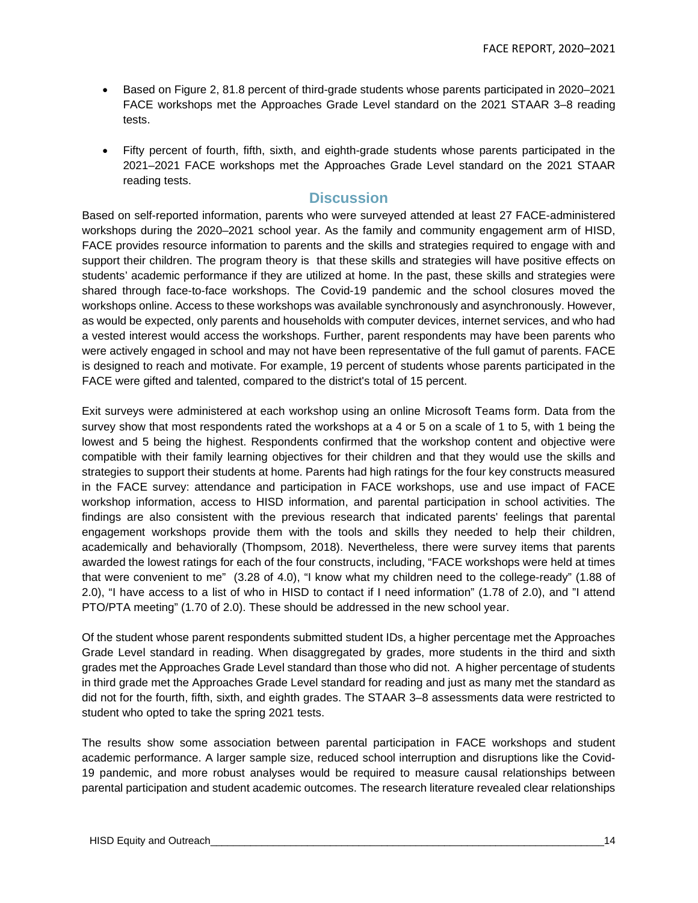- Based on Figure 2, 81.8 percent of third-grade students whose parents participated in 2020–2021 FACE workshops met the Approaches Grade Level standard on the 2021 STAAR 3–8 reading tests.
- Fifty percent of fourth, fifth, sixth, and eighth-grade students whose parents participated in the 2021–2021 FACE workshops met the Approaches Grade Level standard on the 2021 STAAR reading tests.

## Discussion

Based on self-reported information, parents who were surveyed attended at least 27 FACE-administered workshops during the 2020–2021 school year. As the family and community engagement arm of HISD, FACE provides resource information to parents and the skills and strategies required to engage with and support their children. The program theory is that these skills and strategies will have positive effects on students' academic performance if they are utilized at home. In the past, these skills and strategies were shared through face-to-face workshops. The Covid-19 pandemic and the school closures moved the workshops online. Access to these workshops was available synchronously and asynchronously. However, as would be expected, only parents and households with computer devices, internet services, and who had a vested interest would access the workshops. Further, parent respondents may have been parents who were actively engaged in school and may not have been representative of the full gamut of parents. FACE is designed to reach and motivate. For example, 19 percent of students whose parents participated in the FACE were gifted and talented, compared to the district's total of 15 percent.

Exit surveys were administered at each workshop using an online Microsoft Teams form. Data from the survey show that most respondents rated the workshops at a 4 or 5 on a scale of 1 to 5, with 1 being the lowest and 5 being the highest. Respondents confirmed that the workshop content and objective were compatible with their family learning objectives for their children and that they would use the skills and strategies to support their students at home. Parents had high ratings for the four key constructs measured in the FACE survey: attendance and participation in FACE workshops, use and use impact of FACE workshop information, access to HISD information, and parental participation in school activities. The findings are also consistent with the previous research that indicated parents' feelings that parental engagement workshops provide them with the tools and skills they needed to help their children, academically and behaviorally (Thompsom, 2018). Nevertheless, there were survey items that parents awarded the lowest ratings for each of the four constructs, including, "FACE workshops were held at times that were convenient to me" (3.28 of 4.0), "I know what my children need to the college-ready" (1.88 of 2.0), "I have access to a list of who in HISD to contact if I need information" (1.78 of 2.0), and "I attend PTO/PTA meeting" (1.70 of 2.0). These should be addressed in the new school year.

Of the student whose parent respondents submitted student IDs, a higher percentage met the Approaches Grade Level standard in reading. When disaggregated by grades, more students in the third and sixth grades met the Approaches Grade Level standard than those who did not. A higher percentage of students in third grade met the Approaches Grade Level standard for reading and just as many met the standard as did not for the fourth, fifth, sixth, and eighth grades. The STAAR 3–8 assessments data were restricted to student who opted to take the spring 2021 tests.

The results show some association between parental participation in FACE workshops and student academic performance. A larger sample size, reduced school interruption and disruptions like the Covid-19 pandemic, and more robust analyses would be required to measure causal relationships between parental participation and student academic outcomes. The research literature revealed clear relationships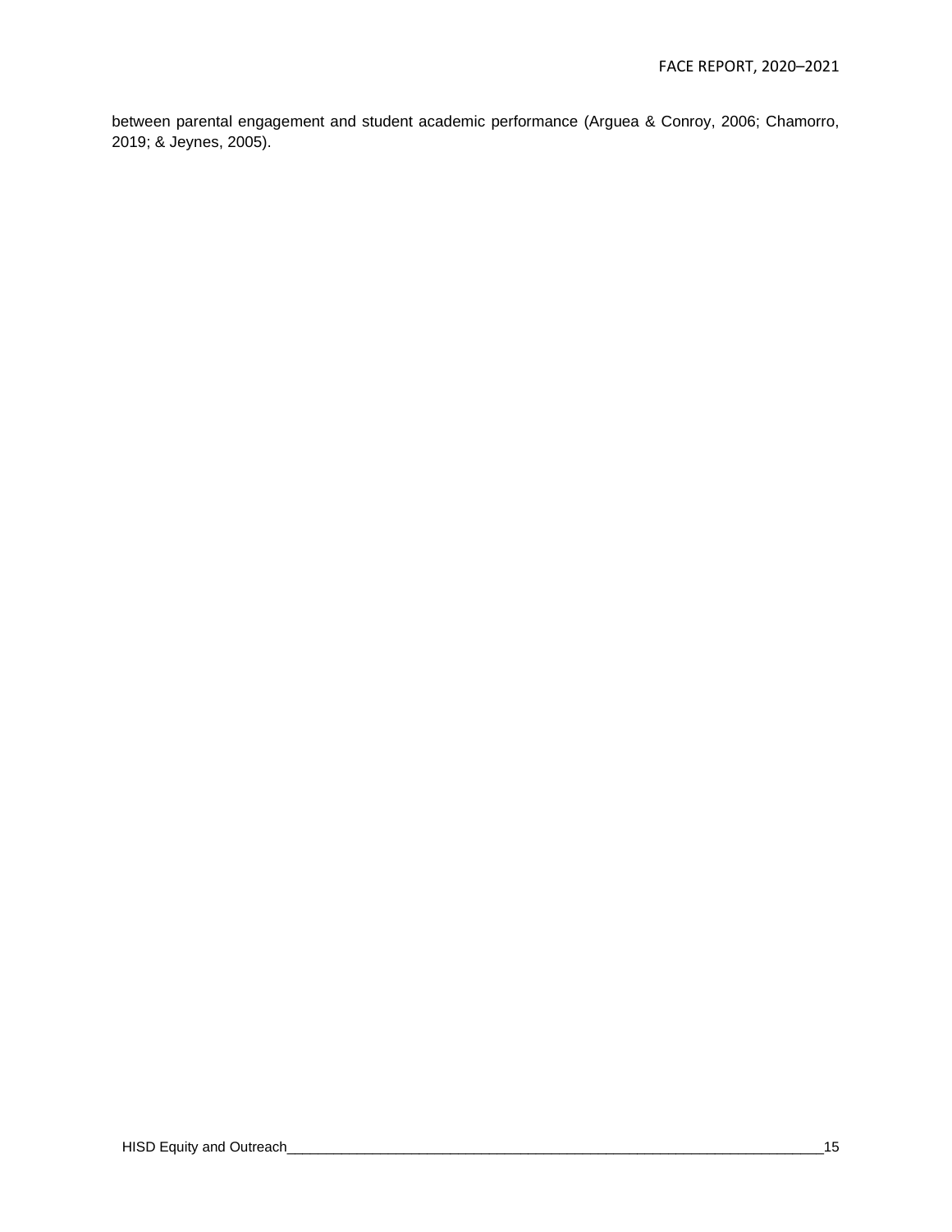between parental engagement and student academic performance (Arguea & Conroy, 2006; Chamorro, 2019; & Jeynes, 2005).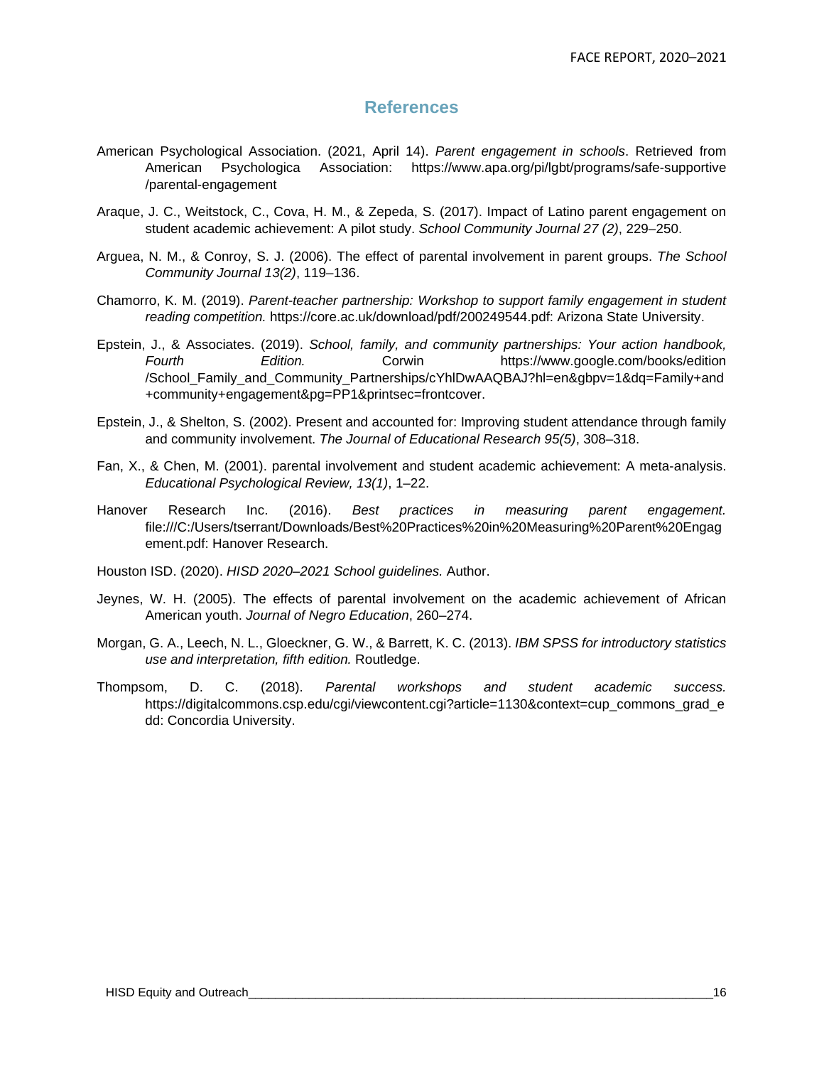# References

American Psychological Association. (2021, April 14). *Parent engagement in schools*. Retrieved from American Psychologica Association: https://www.apa.org/pi/lgbt/programs/safe-supportive /parental-engagement

Araque, J. C., Weitstock, C., Cova, H. M., & Zepeda, S. (2017). Impact of Latino parent engagement on student academic achievement: A pilot study. *School Community Journal 27 (2)*, 229–250.

Arguea, N. M., & Conroy, S. J. (2006). The effect of parental involvement in parent groups. *The School Community Journal 13(2)*, 119–136.

Chamorro, K. M. (2019). *Parent-teacher partnership: Workshop to support family engagement in student reading competition.* https://core.ac.uk/download/pdf/200249544.pdf: Arizona State University.

Epstein, J., & Associates. (2019). *School, family, and community partnerships: Your action handbook, Fourth Edition.* Corwin https://www.google.com/books/edition /School_Family_and_Community_Partnerships/cYhlDwAAQBAJ?hl=en&gbpv=1&dq=Family+and +community+engagement&pg=PP1&printsec=frontcover.

Epstein, J., & Shelton, S. (2002). Present and accounted for: Improving student attendance through family and community involvement. *The Journal of Educational Research 95(5)*, 308–318.

Fan, X., & Chen, M. (2001). parental involvement and student academic achievement: A meta-analysis. *Educational Psychological Review, 13(1)*, 1–22.

Hanover Research Inc. (2016). *Best practices in measuring parent engagement.* file:///C:/Users/tserrant/Downloads/Best%20Practices%20in%20Measuring%20Parent%20Engagement.pdf: Hanover Research.

Houston ISD. (2020). *HISD 2020–2021 School guidelines.* Author.

Jeynes, W. H. (2005). The effects of parental involvement on the academic achievement of African American youth. *Journal of Negro Education*, 260–274.

Morgan, G. A., Leech, N. L., Gloeckner, G. W., & Barrett, K. C. (2013). *IBM SPSS for introductory statistics use and interpretation, fifth edition.* Routledge.

Thompsom, D. C. (2018). *Parental workshops and student academic success.* https://digitalcommons.csp.edu/cgi/viewcontent.cgi?article=1130&context=cup_commons_grad_edd: Concordia University.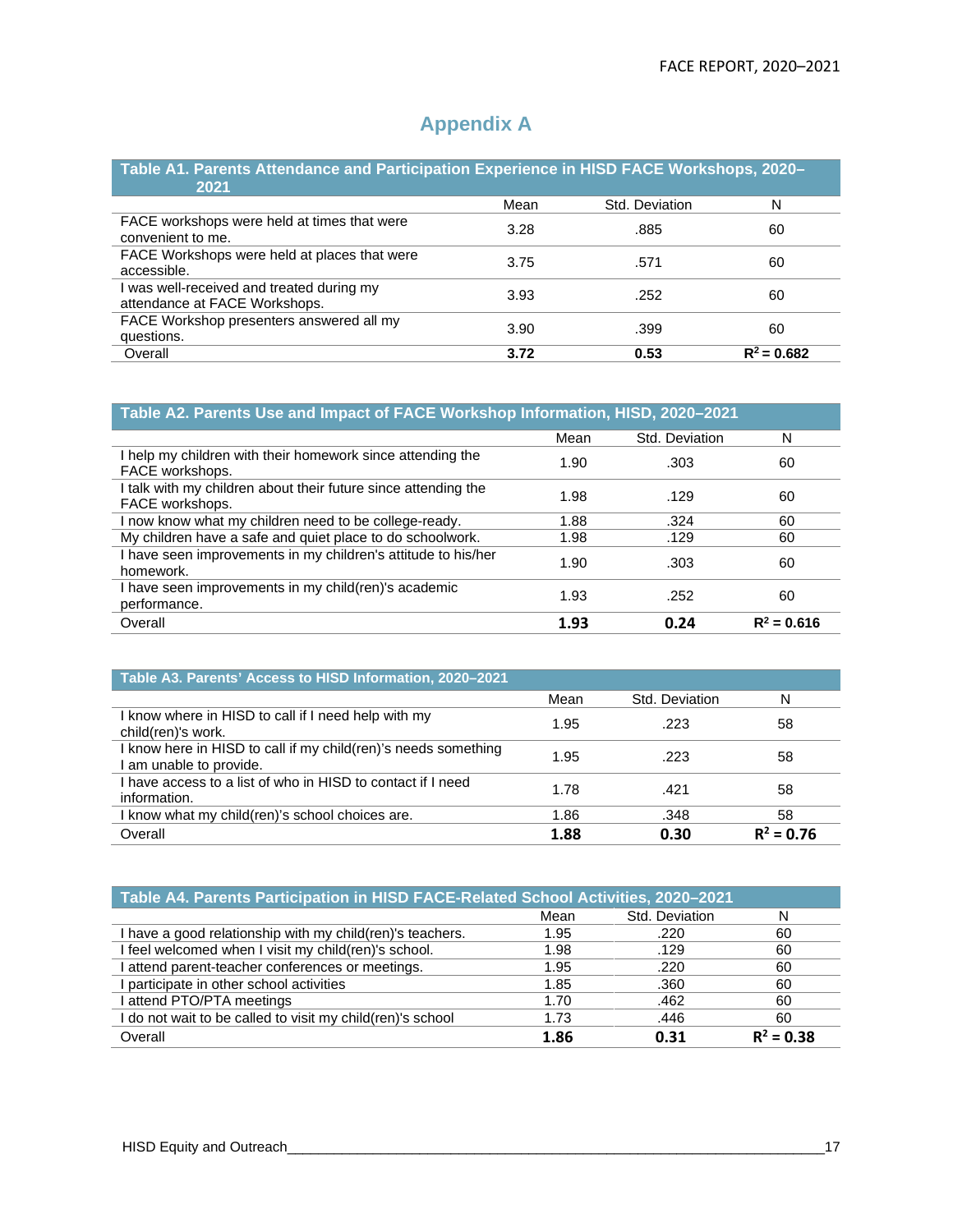# Appendix A

| Table A1. Parents Attendance and Participation Experience in HISD FACE Workshops, 2020–2021 | Mean | Std. Deviation | N |
|---|---|---|---|
| FACE workshops were held at times that were convenient to me. | 3.28 | .885 | 60 |
| FACE Workshops were held at places that were accessible. | 3.75 | .571 | 60 |
| I was well-received and treated during my attendance at FACE Workshops. | 3.93 | .252 | 60 |
| FACE Workshop presenters answered all my questions. | 3.90 | .399 | 60 |
| Overall | **3.72** | **0.53** | **$R^2$ = 0.682** |

| Table A2. Parents Use and Impact of FACE Workshop Information, HISD, 2020–2021 | Mean | Std. Deviation | N |
|---|---|---|---|
| I help my children with their homework since attending the FACE workshops. | 1.90 | .303 | 60 |
| I talk with my children about their future since attending the FACE workshops. | 1.98 | .129 | 60 |
| I now know what my children need to be college-ready. | 1.88 | .324 | 60 |
| My children have a safe and quiet place to do schoolwork. | 1.98 | .129 | 60 |
| I have seen improvements in my children's attitude to his/her homework. | 1.90 | .303 | 60 |
| I have seen improvements in my child(ren)'s academic performance. | 1.93 | .252 | 60 |
| Overall | **1.93** | **0.24** | **$R^2$ = 0.616** |

| Table A3. Parents' Access to HISD Information, 2020–2021 | Mean | Std. Deviation | N |
|---|---|---|---|
| I know where in HISD to call if I need help with my child(ren)'s work. | 1.95 | .223 | 58 |
| I know here in HISD to call if my child(ren)'s needs something I am unable to provide. | 1.95 | .223 | 58 |
| I have access to a list of who in HISD to contact if I need information. | 1.78 | .421 | 58 |
| I know what my child(ren)'s school choices are. | 1.86 | .348 | 58 |
| Overall | **1.88** | **0.30** | **$R^2$ = 0.76** |

| Table A4. Parents Participation in HISD FACE-Related School Activities, 2020–2021 | Mean | Std. Deviation | N |
|---|---|---|---|
| I have a good relationship with my child(ren)'s teachers. | 1.95 | .220 | 60 |
| I feel welcomed when I visit my child(ren)'s school. | 1.98 | .129 | 60 |
| I attend parent-teacher conferences or meetings. | 1.95 | .220 | 60 |
| I participate in other school activities | 1.85 | .360 | 60 |
| I attend PTO/PTA meetings | 1.70 | .462 | 60 |
| I do not wait to be called to visit my child(ren)'s school | 1.73 | .446 | 60 |
| Overall | **1.86** | **0.31** | **$R^2$ = 0.38** |